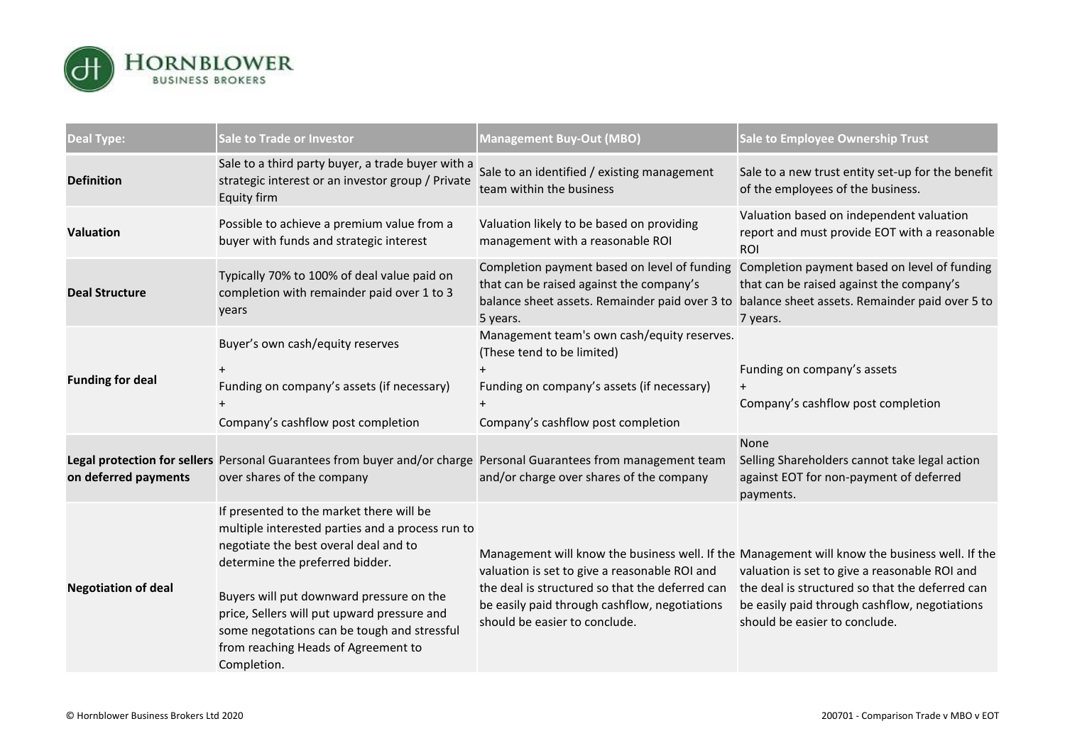| Deal Type: | Sale to Trade or Investor | Management Buy-Out (MBO) | Sale to Employee Ownership Trust |
|---|---|---|---|
| **Definition** | Sale to a third party buyer, a trade buyer with a strategic interest or an investor group / Private Equity firm | Sale to an identified / existing management team within the business | Sale to a new trust entity set-up for the benefit of the employees of the business. |
| **Valuation** | Possible to achieve a premium value from a buyer with funds and strategic interest | Valuation likely to be based on providing management with a reasonable ROI | Valuation based on independent valuation report and must provide EOT with a reasonable ROI |
| **Deal Structure** | Typically 70% to 100% of deal value paid on completion with remainder paid over 1 to 3 years | Completion payment based on level of funding that can be raised against the company's balance sheet assets. Remainder paid over 3 to 5 years. | Completion payment based on level of funding that can be raised against the company's balance sheet assets. Remainder paid over 5 to 7 years. |
| **Funding for deal** | Buyer's own cash/equity reserves<br>+<br>Funding on company's assets (if necessary)<br>+<br>Company's cashflow post completion | Management team's own cash/equity reserves. (These tend to be limited)<br>+<br>Funding on company's assets (if necessary)<br>+<br>Company's cashflow post completion | Funding on company's assets<br>+<br>Company's cashflow post completion |
| **Legal protection for sellers on deferred payments** | Personal Guarantees from buyer and/or charge over shares of the company | Personal Guarantees from management team and/or charge over shares of the company | None<br>Selling Shareholders cannot take legal action against EOT for non-payment of deferred payments. |
| **Negotiation of deal** | If presented to the market there will be multiple interested parties and a process run to negotiate the best overal deal and to determine the preferred bidder.<br><br>Buyers will put downward pressure on the price, Sellers will put upward pressure and some negotations can be tough and stressful from reaching Heads of Agreement to Completion. | Management will know the business well. If the valuation is set to give a reasonable ROI and the deal is structured so that the deferred can be easily paid through cashflow, negotiations should be easier to conclude. | Management will know the business well. If the valuation is set to give a reasonable ROI and the deal is structured so that the deferred can be easily paid through cashflow, negotiations should be easier to conclude. |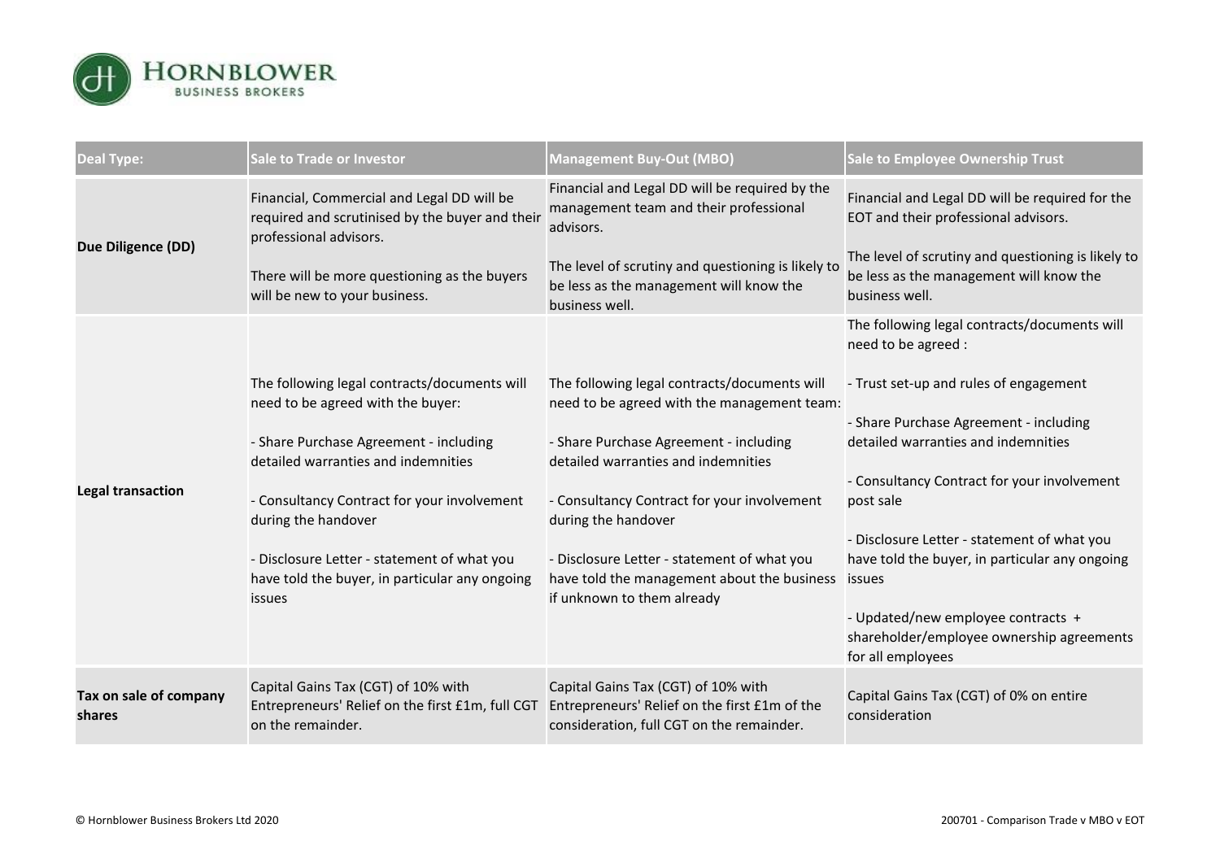| Deal Type: | Sale to Trade or Investor | Management Buy-Out (MBO) | Sale to Employee Ownership Trust |
|---|---|---|---|
| **Due Diligence (DD)** | Financial, Commercial and Legal DD will be required and scrutinised by the buyer and their professional advisors.<br><br>There will be more questioning as the buyers will be new to your business. | Financial and Legal DD will be required by the management team and their professional advisors.<br><br>The level of scrutiny and questioning is likely to be less as the management will know the business well. | Financial and Legal DD will be required for the EOT and their professional advisors.<br><br>The level of scrutiny and questioning is likely to be less as the management will know the business well. |
| **Legal transaction** | The following legal contracts/documents will need to be agreed with the buyer:<br><br>- Share Purchase Agreement - including detailed warranties and indemnities<br><br>- Consultancy Contract for your involvement during the handover<br><br>- Disclosure Letter - statement of what you have told the buyer, in particular any ongoing issues | The following legal contracts/documents will need to be agreed with the management team:<br><br>- Share Purchase Agreement - including detailed warranties and indemnities<br><br>- Consultancy Contract for your involvement during the handover<br><br>- Disclosure Letter - statement of what you have told the management about the business if unknown to them already | The following legal contracts/documents will need to be agreed :<br><br>- Trust set-up and rules of engagement<br><br>- Share Purchase Agreement - including detailed warranties and indemnities<br><br>- Consultancy Contract for your involvement post sale<br><br>- Disclosure Letter - statement of what you have told the buyer, in particular any ongoing issues<br><br>- Updated/new employee contracts + shareholder/employee ownership agreements for all employees |
| **Tax on sale of company shares** | Capital Gains Tax (CGT) of 10% with Entrepreneurs' Relief on the first £1m, full CGT on the remainder. | Capital Gains Tax (CGT) of 10% with Entrepreneurs' Relief on the first £1m of the consideration, full CGT on the remainder. | Capital Gains Tax (CGT) of 0% on entire consideration |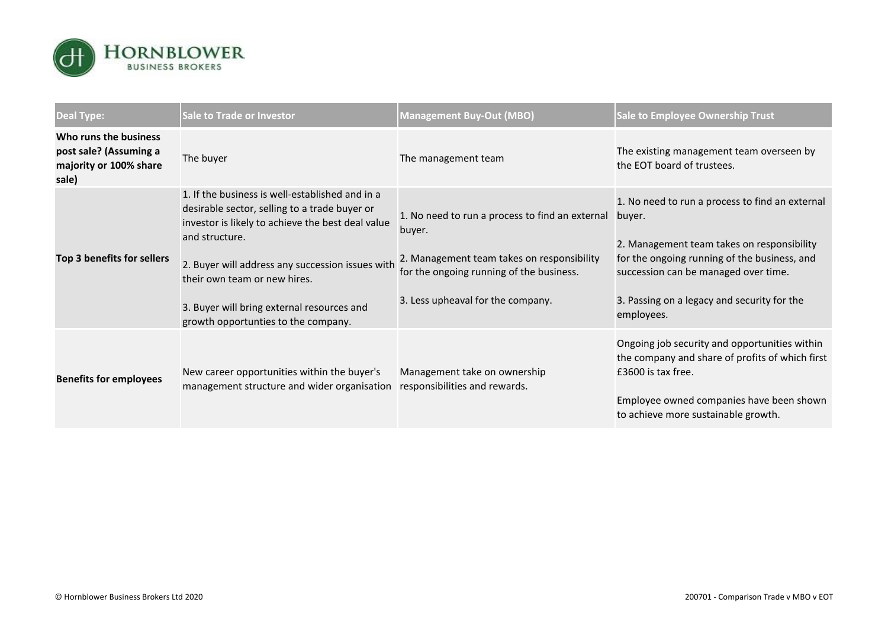| Deal Type: | Sale to Trade or Investor | Management Buy-Out (MBO) | Sale to Employee Ownership Trust |
|---|---|---|---|
| **Who runs the business post sale? (Assuming a majority or 100% share sale)** | The buyer | The management team | The existing management team overseen by the EOT board of trustees. |
| **Top 3 benefits for sellers** | 1. If the business is well-established and in a desirable sector, selling to a trade buyer or investor is likely to achieve the best deal value and structure.<br><br>2. Buyer will address any succession issues with their own team or new hires.<br><br>3. Buyer will bring external resources and growth opportunties to the company. | 1. No need to run a process to find an external buyer.<br><br>2. Management team takes on responsibility for the ongoing running of the business.<br><br>3. Less upheaval for the company. | 1. No need to run a process to find an external buyer.<br><br>2. Management team takes on responsibility for the ongoing running of the business, and succession can be managed over time.<br><br>3. Passing on a legacy and security for the employees. |
| **Benefits for employees** | New career opportunities within the buyer's management structure and wider organisation | Management take on ownership responsibilities and rewards. | Ongoing job security and opportunities within the company and share of profits of which first £3600 is tax free.<br><br>Employee owned companies have been shown to achieve more sustainable growth. |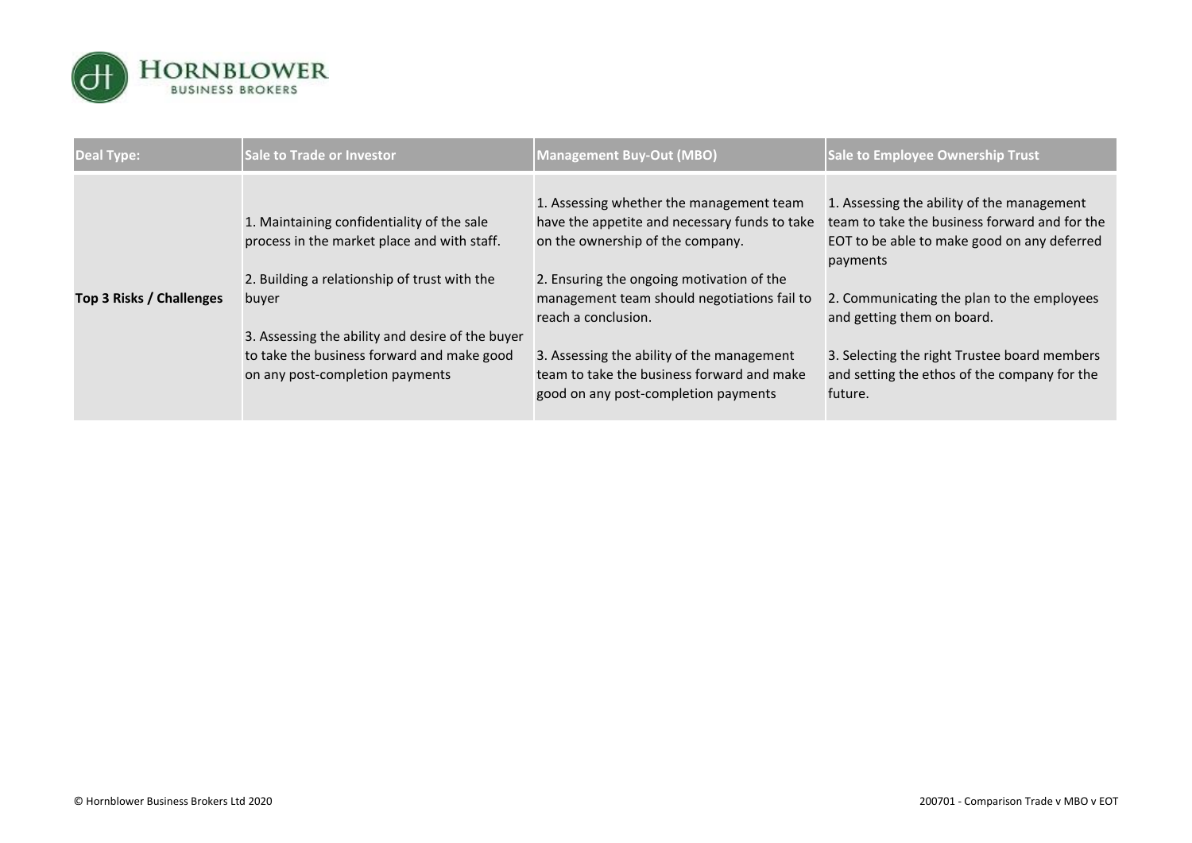| Deal Type: | Sale to Trade or Investor | Management Buy-Out (MBO) | Sale to Employee Ownership Trust |
|---|---|---|---|
| **Top 3 Risks / Challenges** | 1. Maintaining confidentiality of the sale process in the market place and with staff.<br><br>2. Building a relationship of trust with the buyer<br><br>3. Assessing the ability and desire of the buyer to take the business forward and make good on any post-completion payments | 1. Assessing whether the management team have the appetite and necessary funds to take on the ownership of the company.<br><br>2. Ensuring the ongoing motivation of the management team should negotiations fail to reach a conclusion.<br><br>3. Assessing the ability of the management team to take the business forward and make good on any post-completion payments | 1. Assessing the ability of the management team to take the business forward and for the EOT to be able to make good on any deferred payments<br><br>2. Communicating the plan to the employees and getting them on board.<br><br>3. Selecting the right Trustee board members and setting the ethos of the company for the future. |